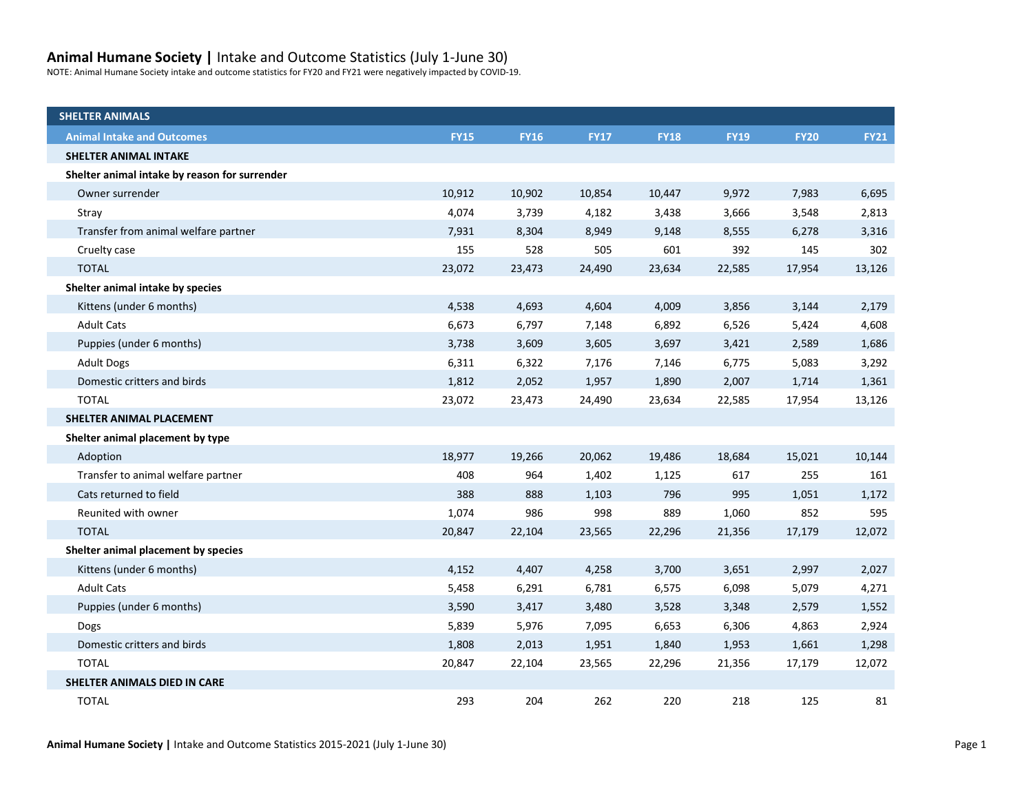# **Animal Humane Society |** Intake and Outcome Statistics (July 1-June 30)

NOTE: Animal Humane Society intake and outcome statistics for FY20 and FY21 were negatively impacted by COVID-19.

| **SHELTER ANIMALS** | | | | | | | |
|---|---|---|---|---|---|---|---|
| **Animal Intake and Outcomes** | **FY15** | **FY16** | **FY17** | **FY18** | **FY19** | **FY20** | **FY21** |
| **SHELTER ANIMAL INTAKE** | | | | | | | |
| **Shelter animal intake by reason for surrender** | | | | | | | |
| Owner surrender | 10,912 | 10,902 | 10,854 | 10,447 | 9,972 | 7,983 | 6,695 |
| Stray | 4,074 | 3,739 | 4,182 | 3,438 | 3,666 | 3,548 | 2,813 |
| Transfer from animal welfare partner | 7,931 | 8,304 | 8,949 | 9,148 | 8,555 | 6,278 | 3,316 |
| Cruelty case | 155 | 528 | 505 | 601 | 392 | 145 | 302 |
| TOTAL | 23,072 | 23,473 | 24,490 | 23,634 | 22,585 | 17,954 | 13,126 |
| **Shelter animal intake by species** | | | | | | | |
| Kittens (under 6 months) | 4,538 | 4,693 | 4,604 | 4,009 | 3,856 | 3,144 | 2,179 |
| Adult Cats | 6,673 | 6,797 | 7,148 | 6,892 | 6,526 | 5,424 | 4,608 |
| Puppies (under 6 months) | 3,738 | 3,609 | 3,605 | 3,697 | 3,421 | 2,589 | 1,686 |
| Adult Dogs | 6,311 | 6,322 | 7,176 | 7,146 | 6,775 | 5,083 | 3,292 |
| Domestic critters and birds | 1,812 | 2,052 | 1,957 | 1,890 | 2,007 | 1,714 | 1,361 |
| TOTAL | 23,072 | 23,473 | 24,490 | 23,634 | 22,585 | 17,954 | 13,126 |
| **SHELTER ANIMAL PLACEMENT** | | | | | | | |
| **Shelter animal placement by type** | | | | | | | |
| Adoption | 18,977 | 19,266 | 20,062 | 19,486 | 18,684 | 15,021 | 10,144 |
| Transfer to animal welfare partner | 408 | 964 | 1,402 | 1,125 | 617 | 255 | 161 |
| Cats returned to field | 388 | 888 | 1,103 | 796 | 995 | 1,051 | 1,172 |
| Reunited with owner | 1,074 | 986 | 998 | 889 | 1,060 | 852 | 595 |
| TOTAL | 20,847 | 22,104 | 23,565 | 22,296 | 21,356 | 17,179 | 12,072 |
| **Shelter animal placement by species** | | | | | | | |
| Kittens (under 6 months) | 4,152 | 4,407 | 4,258 | 3,700 | 3,651 | 2,997 | 2,027 |
| Adult Cats | 5,458 | 6,291 | 6,781 | 6,575 | 6,098 | 5,079 | 4,271 |
| Puppies (under 6 months) | 3,590 | 3,417 | 3,480 | 3,528 | 3,348 | 2,579 | 1,552 |
| Dogs | 5,839 | 5,976 | 7,095 | 6,653 | 6,306 | 4,863 | 2,924 |
| Domestic critters and birds | 1,808 | 2,013 | 1,951 | 1,840 | 1,953 | 1,661 | 1,298 |
| TOTAL | 20,847 | 22,104 | 23,565 | 22,296 | 21,356 | 17,179 | 12,072 |
| **SHELTER ANIMALS DIED IN CARE** | | | | | | | |
| TOTAL | 293 | 204 | 262 | 220 | 218 | 125 | 81 |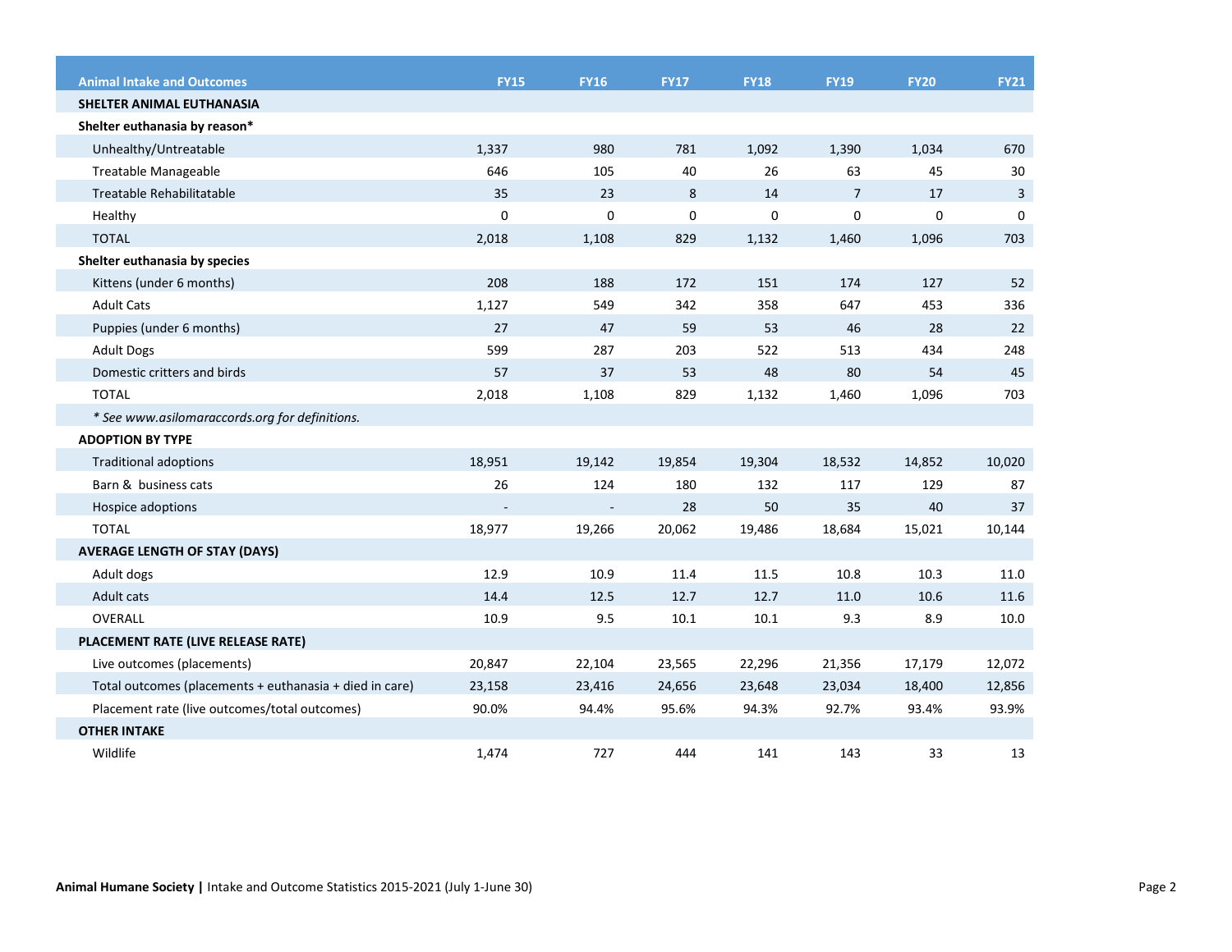| Animal Intake and Outcomes | FY15 | FY16 | FY17 | FY18 | FY19 | FY20 | FY21 |
|---|---|---|---|---|---|---|---|
| **SHELTER ANIMAL EUTHANASIA** | | | | | | | |
| **Shelter euthanasia by reason*** | | | | | | | |
| Unhealthy/Untreatable | 1,337 | 980 | 781 | 1,092 | 1,390 | 1,034 | 670 |
| Treatable Manageable | 646 | 105 | 40 | 26 | 63 | 45 | 30 |
| Treatable Rehabilitatable | 35 | 23 | 8 | 14 | 7 | 17 | 3 |
| Healthy | 0 | 0 | 0 | 0 | 0 | 0 | 0 |
| TOTAL | 2,018 | 1,108 | 829 | 1,132 | 1,460 | 1,096 | 703 |
| **Shelter euthanasia by species** | | | | | | | |
| Kittens (under 6 months) | 208 | 188 | 172 | 151 | 174 | 127 | 52 |
| Adult Cats | 1,127 | 549 | 342 | 358 | 647 | 453 | 336 |
| Puppies (under 6 months) | 27 | 47 | 59 | 53 | 46 | 28 | 22 |
| Adult Dogs | 599 | 287 | 203 | 522 | 513 | 434 | 248 |
| Domestic critters and birds | 57 | 37 | 53 | 48 | 80 | 54 | 45 |
| TOTAL | 2,018 | 1,108 | 829 | 1,132 | 1,460 | 1,096 | 703 |
| *\* See www.asilomaraccords.org for definitions.* | | | | | | | |
| **ADOPTION BY TYPE** | | | | | | | |
| Traditional adoptions | 18,951 | 19,142 | 19,854 | 19,304 | 18,532 | 14,852 | 10,020 |
| Barn & business cats | 26 | 124 | 180 | 132 | 117 | 129 | 87 |
| Hospice adoptions | - | - | 28 | 50 | 35 | 40 | 37 |
| TOTAL | 18,977 | 19,266 | 20,062 | 19,486 | 18,684 | 15,021 | 10,144 |
| **AVERAGE LENGTH OF STAY (DAYS)** | | | | | | | |
| Adult dogs | 12.9 | 10.9 | 11.4 | 11.5 | 10.8 | 10.3 | 11.0 |
| Adult cats | 14.4 | 12.5 | 12.7 | 12.7 | 11.0 | 10.6 | 11.6 |
| OVERALL | 10.9 | 9.5 | 10.1 | 10.1 | 9.3 | 8.9 | 10.0 |
| **PLACEMENT RATE (LIVE RELEASE RATE)** | | | | | | | |
| Live outcomes (placements) | 20,847 | 22,104 | 23,565 | 22,296 | 21,356 | 17,179 | 12,072 |
| Total outcomes (placements + euthanasia + died in care) | 23,158 | 23,416 | 24,656 | 23,648 | 23,034 | 18,400 | 12,856 |
| Placement rate (live outcomes/total outcomes) | 90.0% | 94.4% | 95.6% | 94.3% | 92.7% | 93.4% | 93.9% |
| **OTHER INTAKE** | | | | | | | |
| Wildlife | 1,474 | 727 | 444 | 141 | 143 | 33 | 13 |